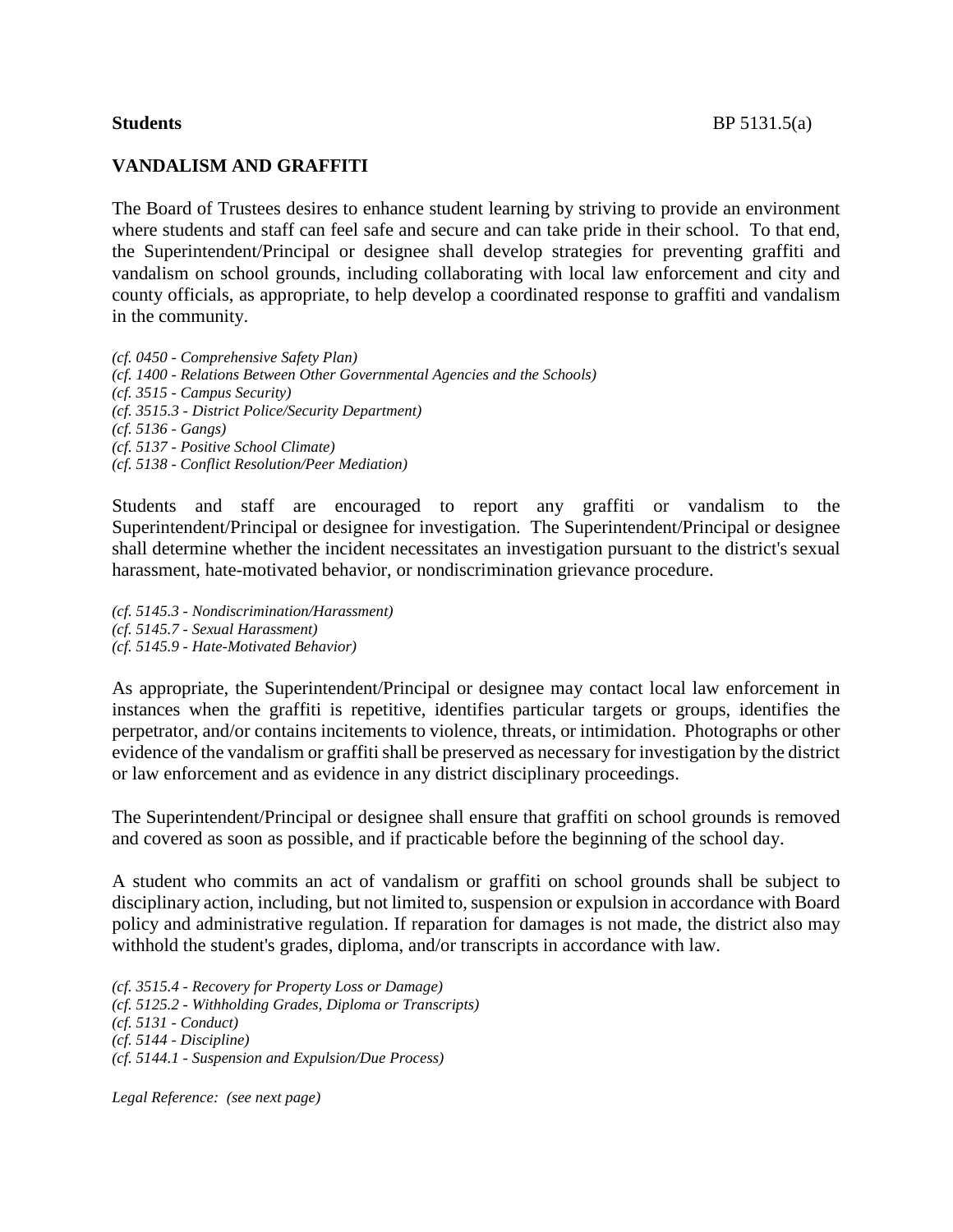**Students** BP 5131.5(a)

## VANDALISM AND GRAFFITI

The Board of Trustees desires to enhance student learning by striving to provide an environment where students and staff can feel safe and secure and can take pride in their school. To that end, the Superintendent/Principal or designee shall develop strategies for preventing graffiti and vandalism on school grounds, including collaborating with local law enforcement and city and county officials, as appropriate, to help develop a coordinated response to graffiti and vandalism in the community.

*(cf. 0450 - Comprehensive Safety Plan)*
*(cf. 1400 - Relations Between Other Governmental Agencies and the Schools)*
*(cf. 3515 - Campus Security)*
*(cf. 3515.3 - District Police/Security Department)*
*(cf. 5136 - Gangs)*
*(cf. 5137 - Positive School Climate)*
*(cf. 5138 - Conflict Resolution/Peer Mediation)*

Students and staff are encouraged to report any graffiti or vandalism to the Superintendent/Principal or designee for investigation. The Superintendent/Principal or designee shall determine whether the incident necessitates an investigation pursuant to the district's sexual harassment, hate-motivated behavior, or nondiscrimination grievance procedure.

*(cf. 5145.3 - Nondiscrimination/Harassment)*
*(cf. 5145.7 - Sexual Harassment)*
*(cf. 5145.9 - Hate-Motivated Behavior)*

As appropriate, the Superintendent/Principal or designee may contact local law enforcement in instances when the graffiti is repetitive, identifies particular targets or groups, identifies the perpetrator, and/or contains incitements to violence, threats, or intimidation. Photographs or other evidence of the vandalism or graffiti shall be preserved as necessary for investigation by the district or law enforcement and as evidence in any district disciplinary proceedings.

The Superintendent/Principal or designee shall ensure that graffiti on school grounds is removed and covered as soon as possible, and if practicable before the beginning of the school day.

A student who commits an act of vandalism or graffiti on school grounds shall be subject to disciplinary action, including, but not limited to, suspension or expulsion in accordance with Board policy and administrative regulation. If reparation for damages is not made, the district also may withhold the student's grades, diploma, and/or transcripts in accordance with law.

*(cf. 3515.4 - Recovery for Property Loss or Damage)*
*(cf. 5125.2 - Withholding Grades, Diploma or Transcripts)*
*(cf. 5131 - Conduct)*
*(cf. 5144 - Discipline)*
*(cf. 5144.1 - Suspension and Expulsion/Due Process)*

*Legal Reference: (see next page)*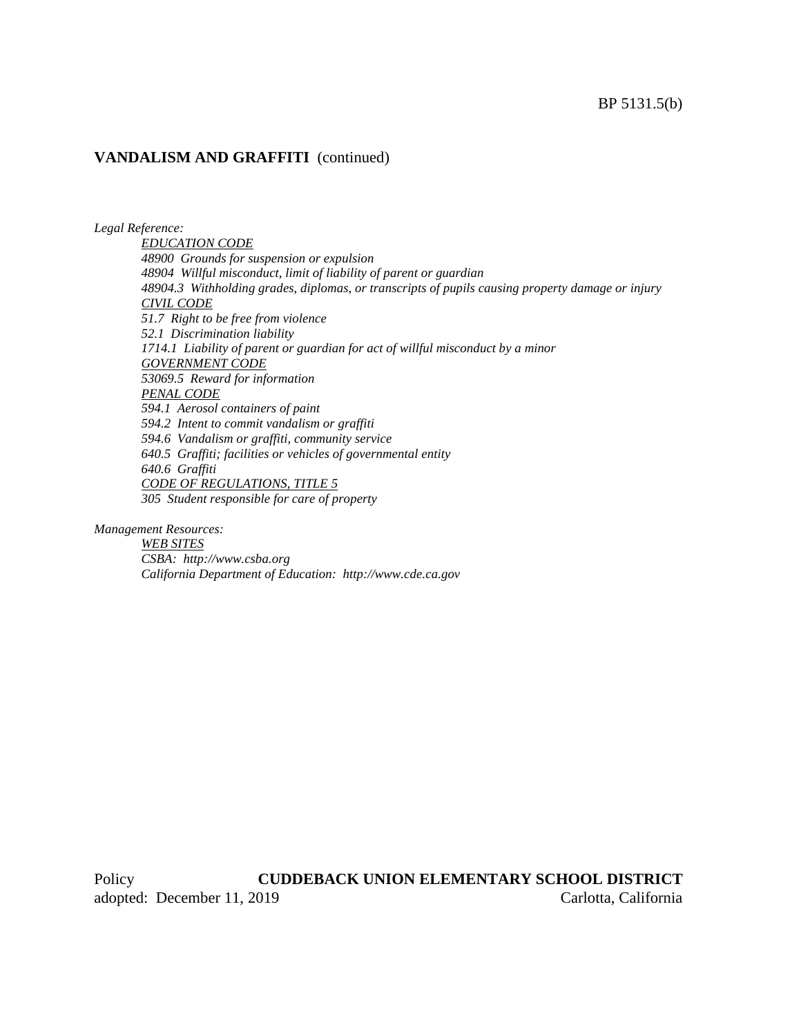**VANDALISM AND GRAFFITI** (continued)

*Legal Reference:*

*EDUCATION CODE*
*48900 Grounds for suspension or expulsion*
*48904 Willful misconduct, limit of liability of parent or guardian*
*48904.3 Withholding grades, diplomas, or transcripts of pupils causing property damage or injury*
*CIVIL CODE*
*51.7 Right to be free from violence*
*52.1 Discrimination liability*
*1714.1 Liability of parent or guardian for act of willful misconduct by a minor*
*GOVERNMENT CODE*
*53069.5 Reward for information*
*PENAL CODE*
*594.1 Aerosol containers of paint*
*594.2 Intent to commit vandalism or graffiti*
*594.6 Vandalism or graffiti, community service*
*640.5 Graffiti; facilities or vehicles of governmental entity*
*640.6 Graffiti*
*CODE OF REGULATIONS, TITLE 5*
*305 Student responsible for care of property*

*Management Resources:*

*WEB SITES*
*CSBA: http://www.csba.org*
*California Department of Education: http://www.cde.ca.gov*

Policy **CUDDEBACK UNION ELEMENTARY SCHOOL DISTRICT**
adopted: December 11, 2019 Carlotta, California